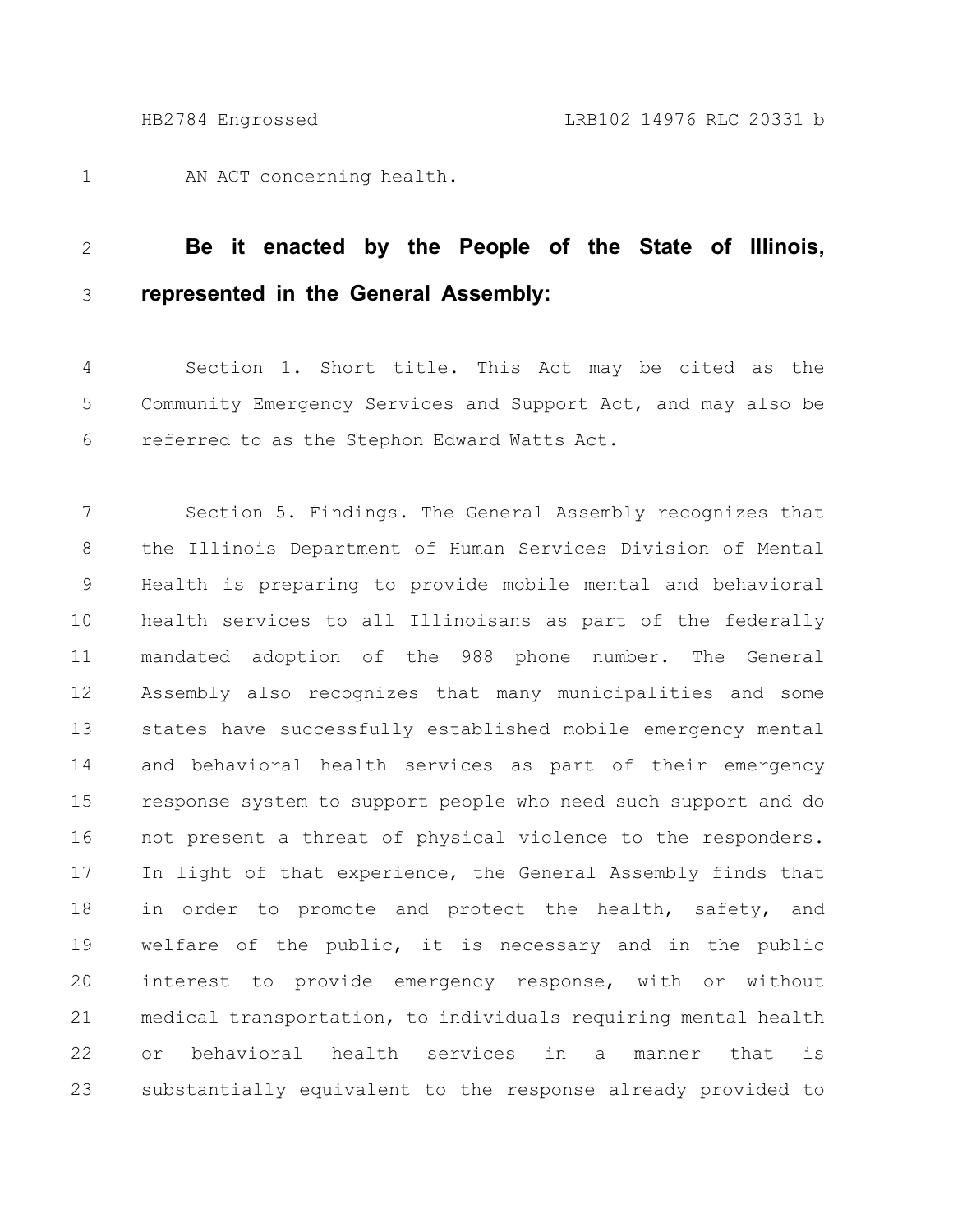AN ACT concerning health.

**Be it enacted by the People of the State of Illinois, represented in the General Assembly:**

Section 1. Short title. This Act may be cited as the Community Emergency Services and Support Act, and may also be referred to as the Stephon Edward Watts Act.

Section 5. Findings. The General Assembly recognizes that the Illinois Department of Human Services Division of Mental Health is preparing to provide mobile mental and behavioral health services to all Illinoisans as part of the federally mandated adoption of the 988 phone number. The General Assembly also recognizes that many municipalities and some states have successfully established mobile emergency mental and behavioral health services as part of their emergency response system to support people who need such support and do not present a threat of physical violence to the responders. In light of that experience, the General Assembly finds that in order to promote and protect the health, safety, and welfare of the public, it is necessary and in the public interest to provide emergency response, with or without medical transportation, to individuals requiring mental health or behavioral health services in a manner that is substantially equivalent to the response already provided to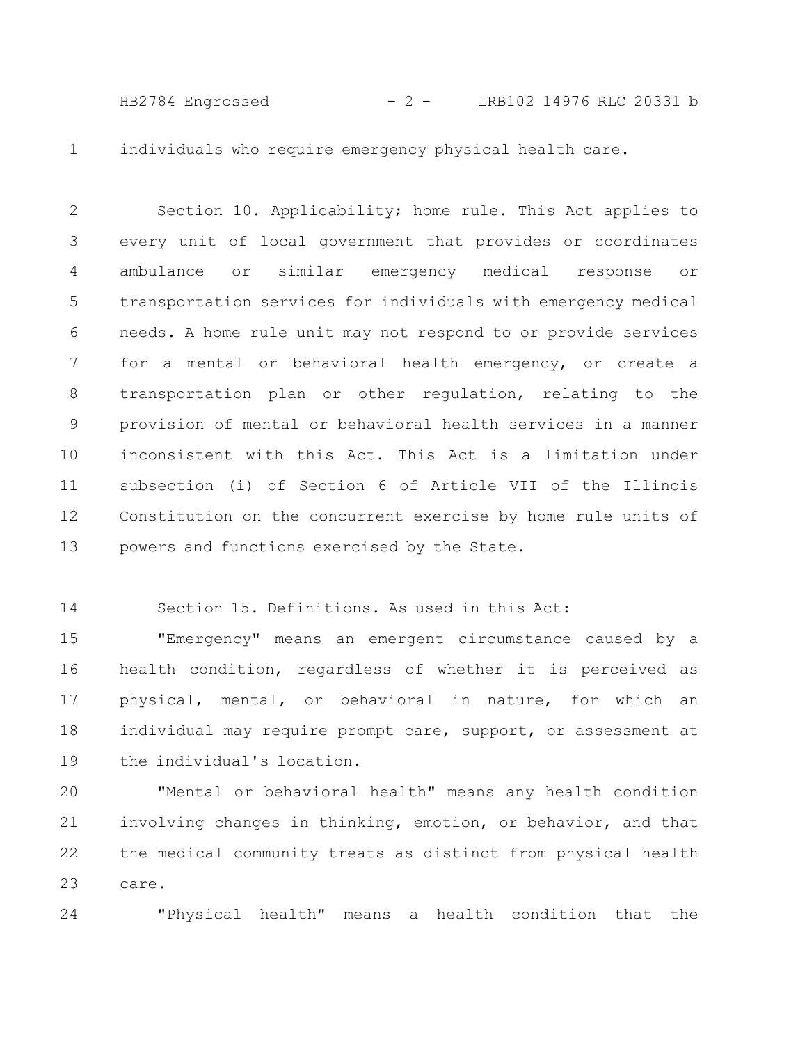individuals who require emergency physical health care.

Section 10. Applicability; home rule. This Act applies to every unit of local government that provides or coordinates ambulance or similar emergency medical response or transportation services for individuals with emergency medical needs. A home rule unit may not respond to or provide services for a mental or behavioral health emergency, or create a transportation plan or other regulation, relating to the provision of mental or behavioral health services in a manner inconsistent with this Act. This Act is a limitation under subsection (i) of Section 6 of Article VII of the Illinois Constitution on the concurrent exercise by home rule units of powers and functions exercised by the State.

Section 15. Definitions. As used in this Act:

"Emergency" means an emergent circumstance caused by a health condition, regardless of whether it is perceived as physical, mental, or behavioral in nature, for which an individual may require prompt care, support, or assessment at the individual's location.

"Mental or behavioral health" means any health condition involving changes in thinking, emotion, or behavior, and that the medical community treats as distinct from physical health care.

"Physical health" means a health condition that the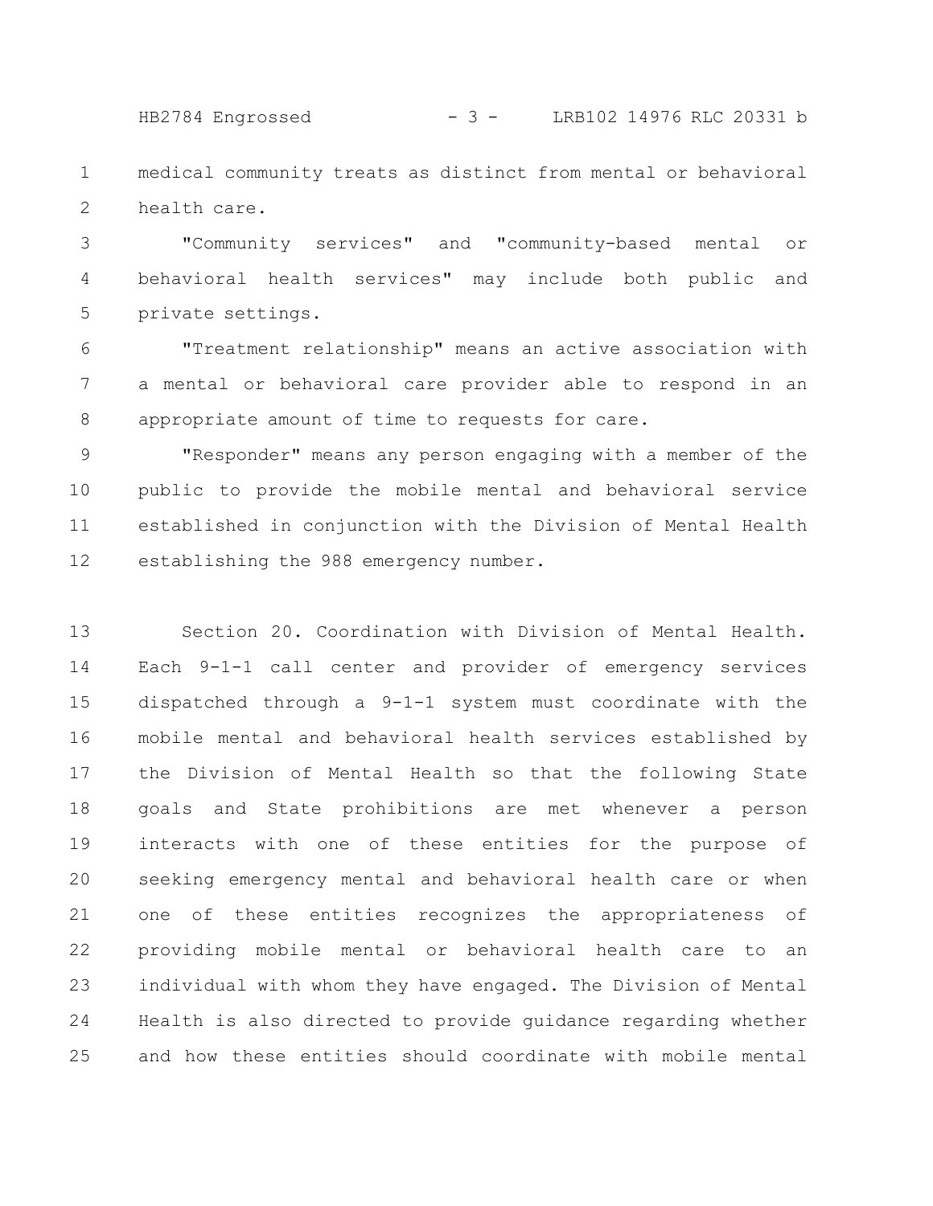medical community treats as distinct from mental or behavioral health care.

"Community services" and "community-based mental or behavioral health services" may include both public and private settings.

"Treatment relationship" means an active association with a mental or behavioral care provider able to respond in an appropriate amount of time to requests for care.

"Responder" means any person engaging with a member of the public to provide the mobile mental and behavioral service established in conjunction with the Division of Mental Health establishing the 988 emergency number.

Section 20. Coordination with Division of Mental Health. Each 9-1-1 call center and provider of emergency services dispatched through a 9-1-1 system must coordinate with the mobile mental and behavioral health services established by the Division of Mental Health so that the following State goals and State prohibitions are met whenever a person interacts with one of these entities for the purpose of seeking emergency mental and behavioral health care or when one of these entities recognizes the appropriateness of providing mobile mental or behavioral health care to an individual with whom they have engaged. The Division of Mental Health is also directed to provide guidance regarding whether and how these entities should coordinate with mobile mental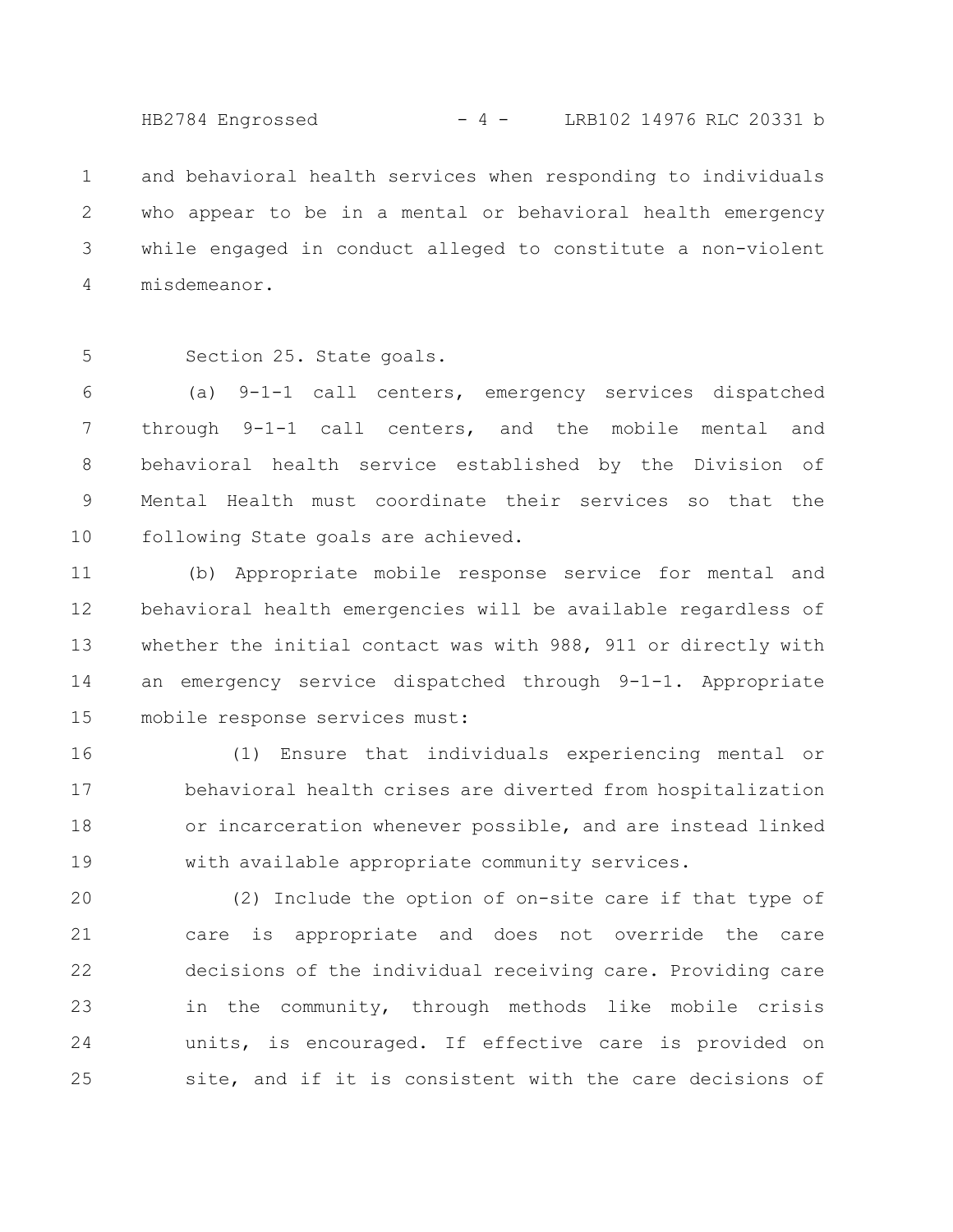and behavioral health services when responding to individuals who appear to be in a mental or behavioral health emergency while engaged in conduct alleged to constitute a non-violent misdemeanor.

Section 25. State goals.

(a) 9-1-1 call centers, emergency services dispatched through 9-1-1 call centers, and the mobile mental and behavioral health service established by the Division of Mental Health must coordinate their services so that the following State goals are achieved.

(b) Appropriate mobile response service for mental and behavioral health emergencies will be available regardless of whether the initial contact was with 988, 911 or directly with an emergency service dispatched through 9-1-1. Appropriate mobile response services must:

(1) Ensure that individuals experiencing mental or behavioral health crises are diverted from hospitalization or incarceration whenever possible, and are instead linked with available appropriate community services.

(2) Include the option of on-site care if that type of care is appropriate and does not override the care decisions of the individual receiving care. Providing care in the community, through methods like mobile crisis units, is encouraged. If effective care is provided on site, and if it is consistent with the care decisions of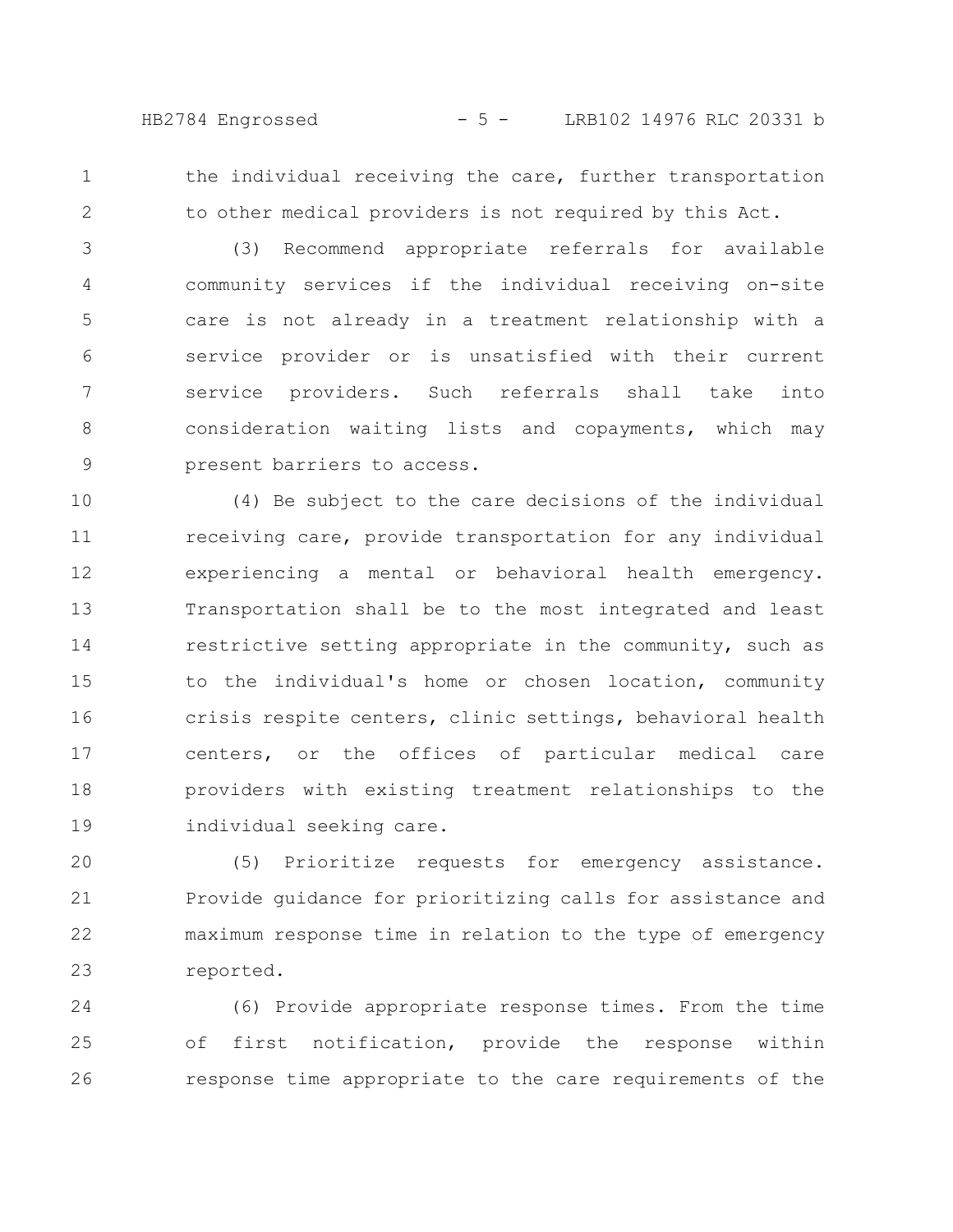the individual receiving the care, further transportation to other medical providers is not required by this Act.

(3) Recommend appropriate referrals for available community services if the individual receiving on-site care is not already in a treatment relationship with a service provider or is unsatisfied with their current service providers. Such referrals shall take into consideration waiting lists and copayments, which may present barriers to access.

(4) Be subject to the care decisions of the individual receiving care, provide transportation for any individual experiencing a mental or behavioral health emergency. Transportation shall be to the most integrated and least restrictive setting appropriate in the community, such as to the individual's home or chosen location, community crisis respite centers, clinic settings, behavioral health centers, or the offices of particular medical care providers with existing treatment relationships to the individual seeking care.

(5) Prioritize requests for emergency assistance. Provide guidance for prioritizing calls for assistance and maximum response time in relation to the type of emergency reported.

(6) Provide appropriate response times. From the time of first notification, provide the response within response time appropriate to the care requirements of the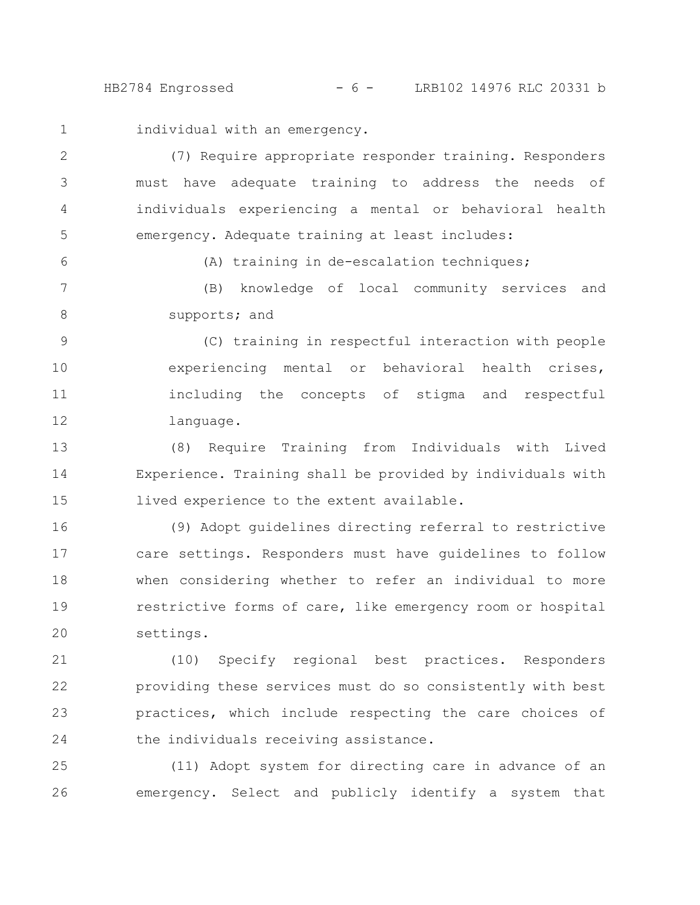individual with an emergency.

(7) Require appropriate responder training. Responders must have adequate training to address the needs of individuals experiencing a mental or behavioral health emergency. Adequate training at least includes:

(A) training in de-escalation techniques;

(B) knowledge of local community services and supports; and

(C) training in respectful interaction with people experiencing mental or behavioral health crises, including the concepts of stigma and respectful language.

(8) Require Training from Individuals with Lived Experience. Training shall be provided by individuals with lived experience to the extent available.

(9) Adopt guidelines directing referral to restrictive care settings. Responders must have guidelines to follow when considering whether to refer an individual to more restrictive forms of care, like emergency room or hospital settings.

(10) Specify regional best practices. Responders providing these services must do so consistently with best practices, which include respecting the care choices of the individuals receiving assistance.

(11) Adopt system for directing care in advance of an emergency. Select and publicly identify a system that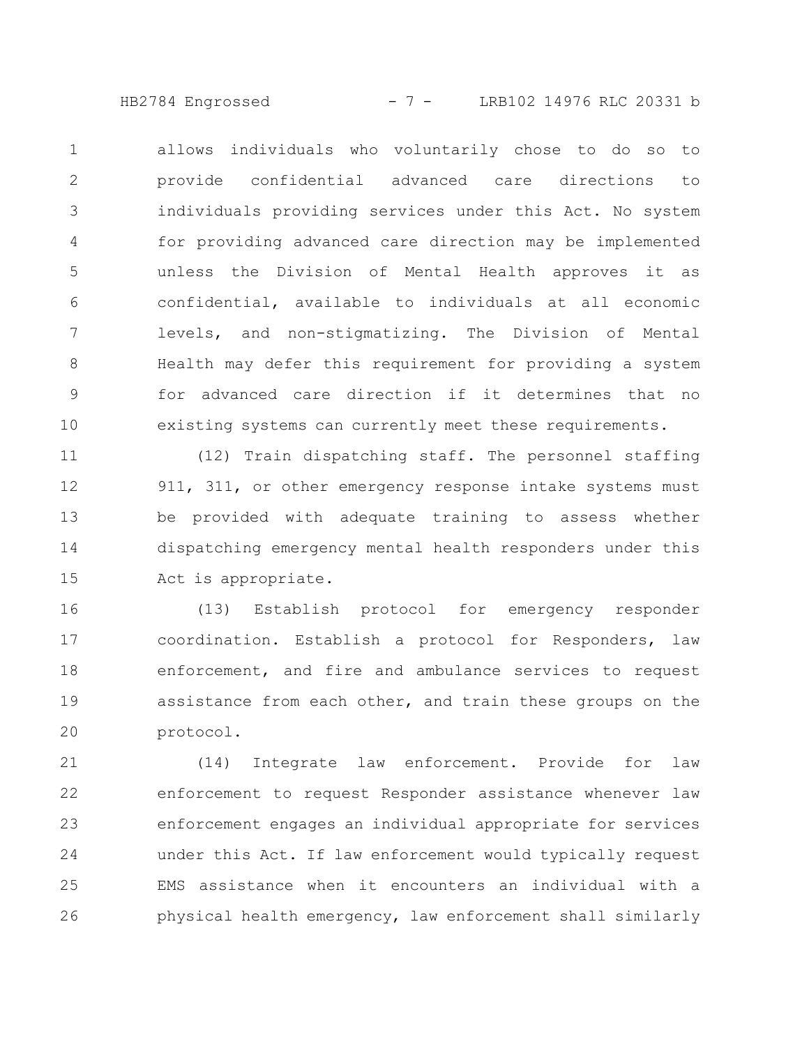allows individuals who voluntarily chose to do so to provide confidential advanced care directions to individuals providing services under this Act. No system for providing advanced care direction may be implemented unless the Division of Mental Health approves it as confidential, available to individuals at all economic levels, and non-stigmatizing. The Division of Mental Health may defer this requirement for providing a system for advanced care direction if it determines that no existing systems can currently meet these requirements.

(12) Train dispatching staff. The personnel staffing 911, 311, or other emergency response intake systems must be provided with adequate training to assess whether dispatching emergency mental health responders under this Act is appropriate.

(13) Establish protocol for emergency responder coordination. Establish a protocol for Responders, law enforcement, and fire and ambulance services to request assistance from each other, and train these groups on the protocol.

(14) Integrate law enforcement. Provide for law enforcement to request Responder assistance whenever law enforcement engages an individual appropriate for services under this Act. If law enforcement would typically request EMS assistance when it encounters an individual with a physical health emergency, law enforcement shall similarly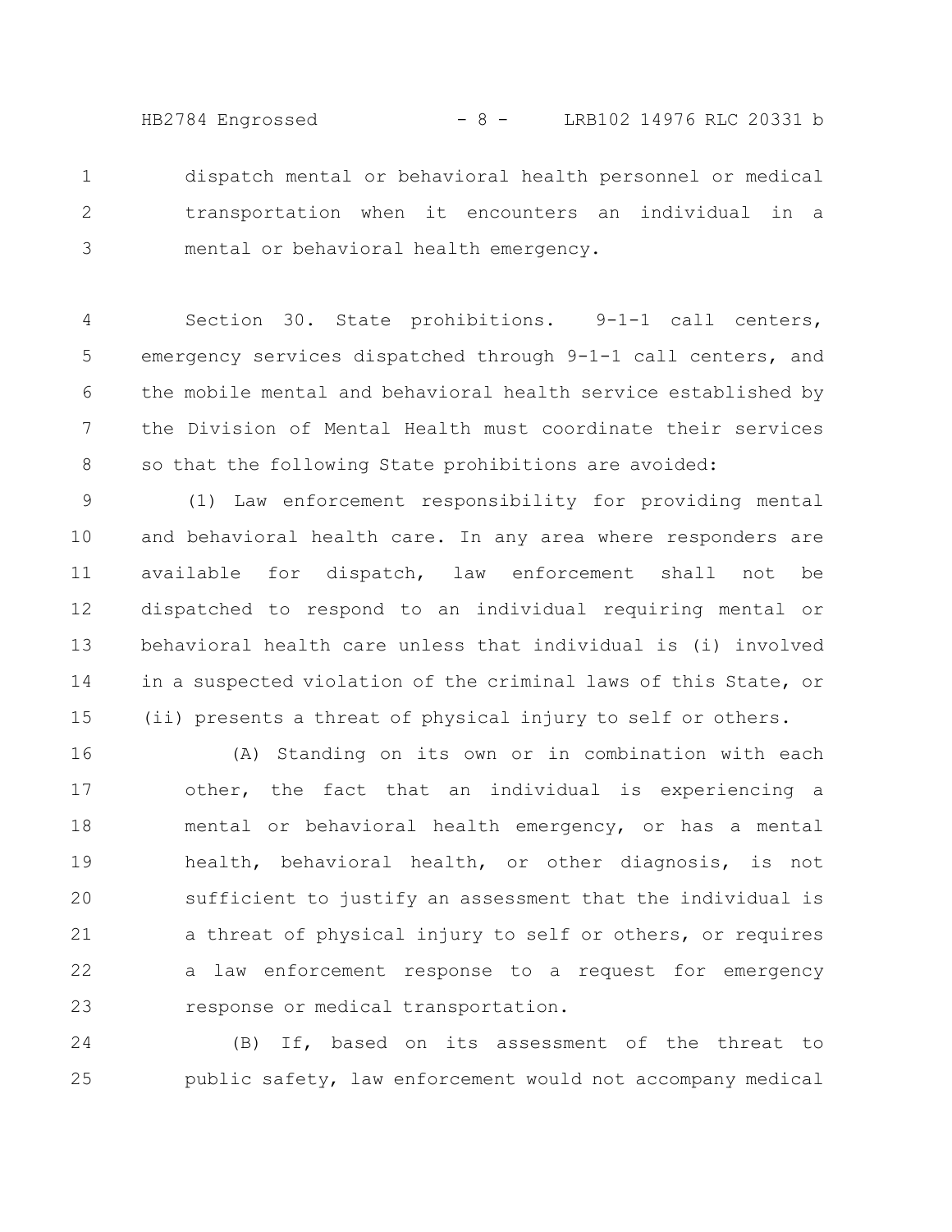dispatch mental or behavioral health personnel or medical transportation when it encounters an individual in a mental or behavioral health emergency.

Section 30. State prohibitions. 9-1-1 call centers, emergency services dispatched through 9-1-1 call centers, and the mobile mental and behavioral health service established by the Division of Mental Health must coordinate their services so that the following State prohibitions are avoided:

(1) Law enforcement responsibility for providing mental and behavioral health care. In any area where responders are available for dispatch, law enforcement shall not be dispatched to respond to an individual requiring mental or behavioral health care unless that individual is (i) involved in a suspected violation of the criminal laws of this State, or (ii) presents a threat of physical injury to self or others.

(A) Standing on its own or in combination with each other, the fact that an individual is experiencing a mental or behavioral health emergency, or has a mental health, behavioral health, or other diagnosis, is not sufficient to justify an assessment that the individual is a threat of physical injury to self or others, or requires a law enforcement response to a request for emergency response or medical transportation.

(B) If, based on its assessment of the threat to public safety, law enforcement would not accompany medical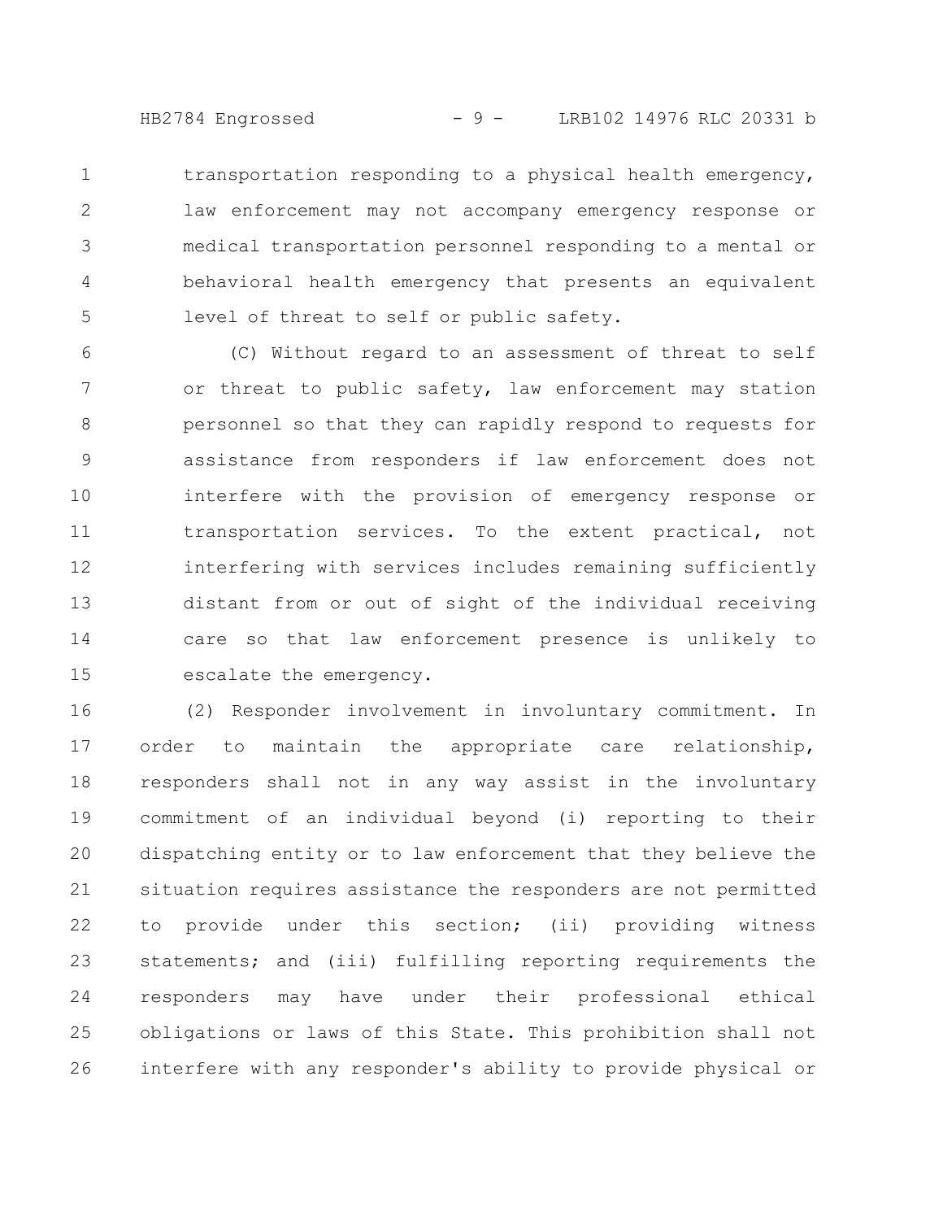transportation responding to a physical health emergency, law enforcement may not accompany emergency response or medical transportation personnel responding to a mental or behavioral health emergency that presents an equivalent level of threat to self or public safety.

(C) Without regard to an assessment of threat to self or threat to public safety, law enforcement may station personnel so that they can rapidly respond to requests for assistance from responders if law enforcement does not interfere with the provision of emergency response or transportation services. To the extent practical, not interfering with services includes remaining sufficiently distant from or out of sight of the individual receiving care so that law enforcement presence is unlikely to escalate the emergency.

(2) Responder involvement in involuntary commitment. In order to maintain the appropriate care relationship, responders shall not in any way assist in the involuntary commitment of an individual beyond (i) reporting to their dispatching entity or to law enforcement that they believe the situation requires assistance the responders are not permitted to provide under this section; (ii) providing witness statements; and (iii) fulfilling reporting requirements the responders may have under their professional ethical obligations or laws of this State. This prohibition shall not interfere with any responder's ability to provide physical or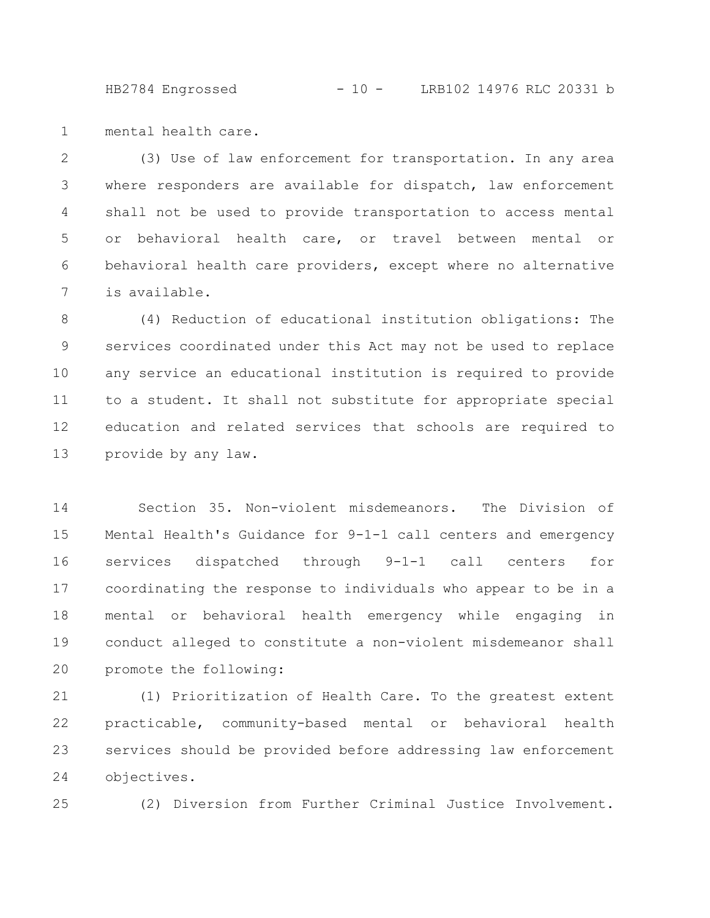mental health care.

(3) Use of law enforcement for transportation. In any area where responders are available for dispatch, law enforcement shall not be used to provide transportation to access mental or behavioral health care, or travel between mental or behavioral health care providers, except where no alternative is available.

(4) Reduction of educational institution obligations: The services coordinated under this Act may not be used to replace any service an educational institution is required to provide to a student. It shall not substitute for appropriate special education and related services that schools are required to provide by any law.

Section 35. Non-violent misdemeanors. The Division of Mental Health's Guidance for 9-1-1 call centers and emergency services dispatched through 9-1-1 call centers for coordinating the response to individuals who appear to be in a mental or behavioral health emergency while engaging in conduct alleged to constitute a non-violent misdemeanor shall promote the following:

(1) Prioritization of Health Care. To the greatest extent practicable, community-based mental or behavioral health services should be provided before addressing law enforcement objectives.

(2) Diversion from Further Criminal Justice Involvement.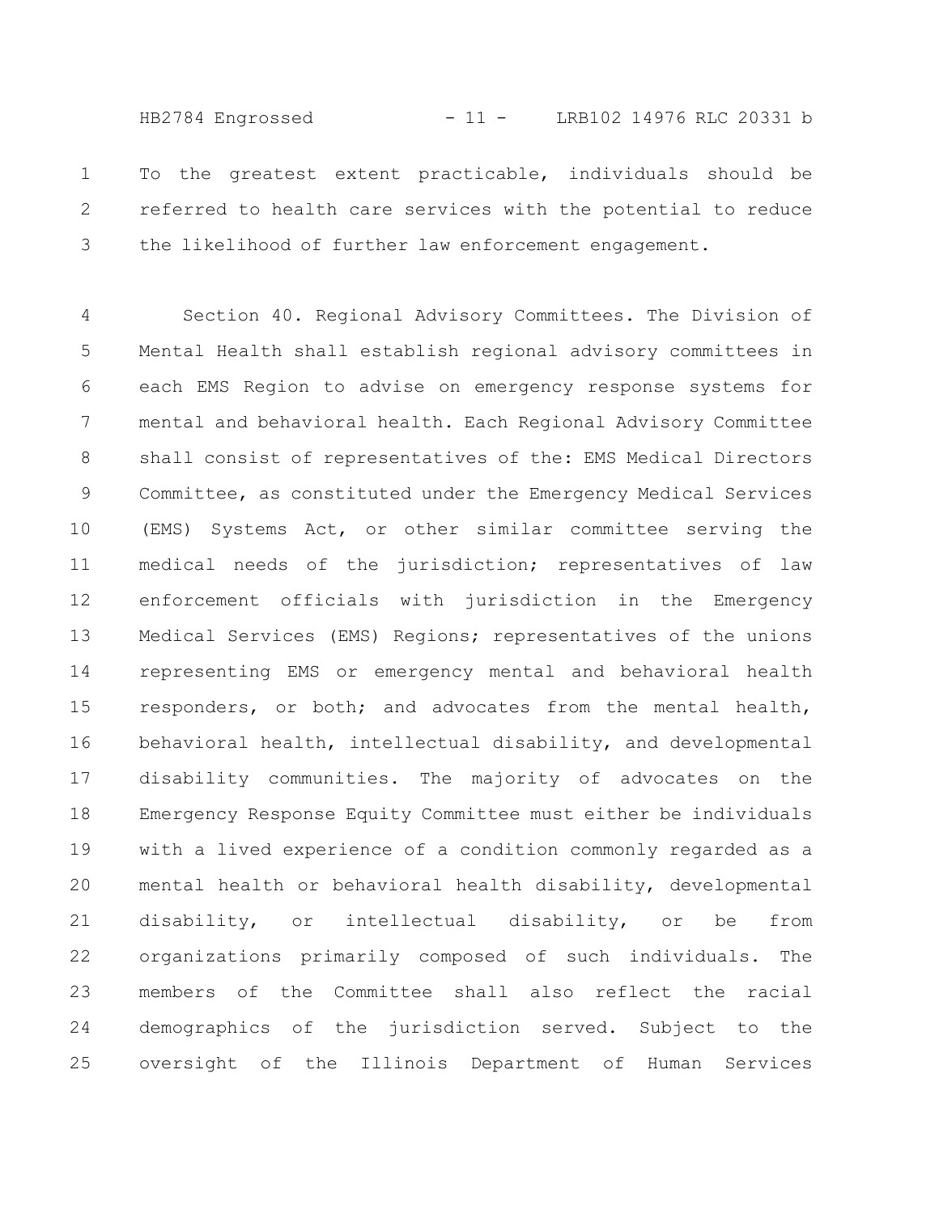To the greatest extent practicable, individuals should be referred to health care services with the potential to reduce the likelihood of further law enforcement engagement.

Section 40. Regional Advisory Committees. The Division of Mental Health shall establish regional advisory committees in each EMS Region to advise on emergency response systems for mental and behavioral health. Each Regional Advisory Committee shall consist of representatives of the: EMS Medical Directors Committee, as constituted under the Emergency Medical Services (EMS) Systems Act, or other similar committee serving the medical needs of the jurisdiction; representatives of law enforcement officials with jurisdiction in the Emergency Medical Services (EMS) Regions; representatives of the unions representing EMS or emergency mental and behavioral health responders, or both; and advocates from the mental health, behavioral health, intellectual disability, and developmental disability communities. The majority of advocates on the Emergency Response Equity Committee must either be individuals with a lived experience of a condition commonly regarded as a mental health or behavioral health disability, developmental disability, or intellectual disability, or be from organizations primarily composed of such individuals. The members of the Committee shall also reflect the racial demographics of the jurisdiction served. Subject to the oversight of the Illinois Department of Human Services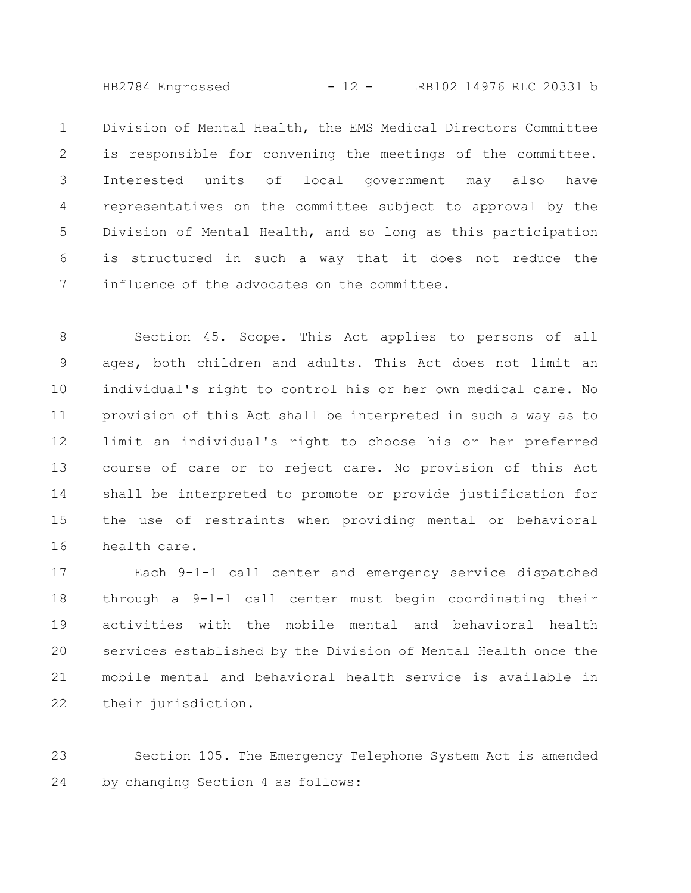Division of Mental Health, the EMS Medical Directors Committee is responsible for convening the meetings of the committee. Interested units of local government may also have representatives on the committee subject to approval by the Division of Mental Health, and so long as this participation is structured in such a way that it does not reduce the influence of the advocates on the committee.

Section 45. Scope. This Act applies to persons of all ages, both children and adults. This Act does not limit an individual's right to control his or her own medical care. No provision of this Act shall be interpreted in such a way as to limit an individual's right to choose his or her preferred course of care or to reject care. No provision of this Act shall be interpreted to promote or provide justification for the use of restraints when providing mental or behavioral health care.

Each 9-1-1 call center and emergency service dispatched through a 9-1-1 call center must begin coordinating their activities with the mobile mental and behavioral health services established by the Division of Mental Health once the mobile mental and behavioral health service is available in their jurisdiction.

Section 105. The Emergency Telephone System Act is amended by changing Section 4 as follows: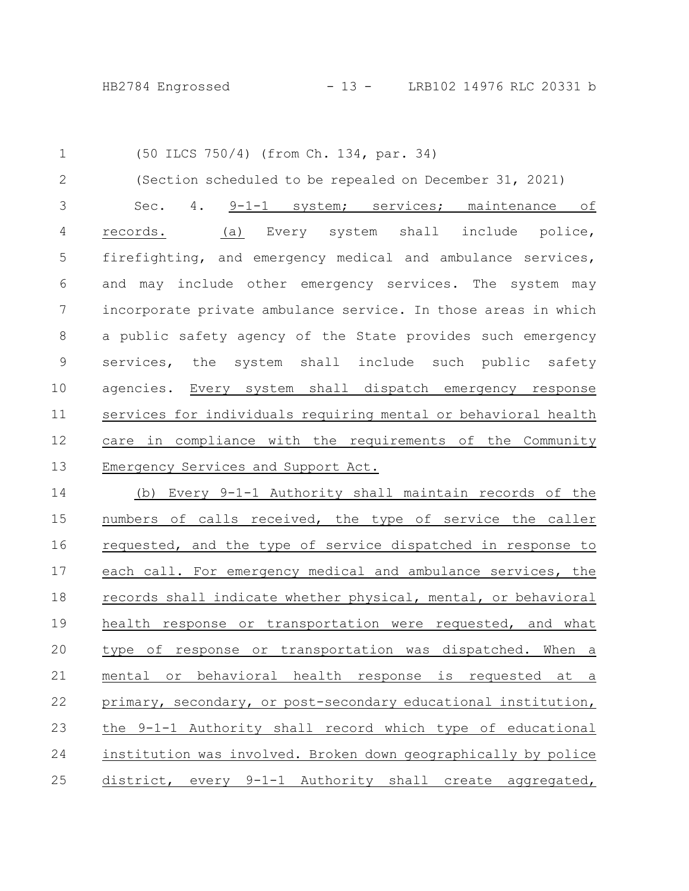(50 ILCS 750/4) (from Ch. 134, par. 34)

(Section scheduled to be repealed on December 31, 2021)

Sec. 4. 9-1-1 system; services; maintenance of records. (a) Every system shall include police, firefighting, and emergency medical and ambulance services, and may include other emergency services. The system may incorporate private ambulance service. In those areas in which a public safety agency of the State provides such emergency services, the system shall include such public safety agencies. Every system shall dispatch emergency response services for individuals requiring mental or behavioral health care in compliance with the requirements of the Community Emergency Services and Support Act.

(b) Every 9-1-1 Authority shall maintain records of the numbers of calls received, the type of service the caller requested, and the type of service dispatched in response to each call. For emergency medical and ambulance services, the records shall indicate whether physical, mental, or behavioral health response or transportation were requested, and what type of response or transportation was dispatched. When a mental or behavioral health response is requested at a primary, secondary, or post-secondary educational institution, the 9-1-1 Authority shall record which type of educational institution was involved. Broken down geographically by police district, every 9-1-1 Authority shall create aggregated,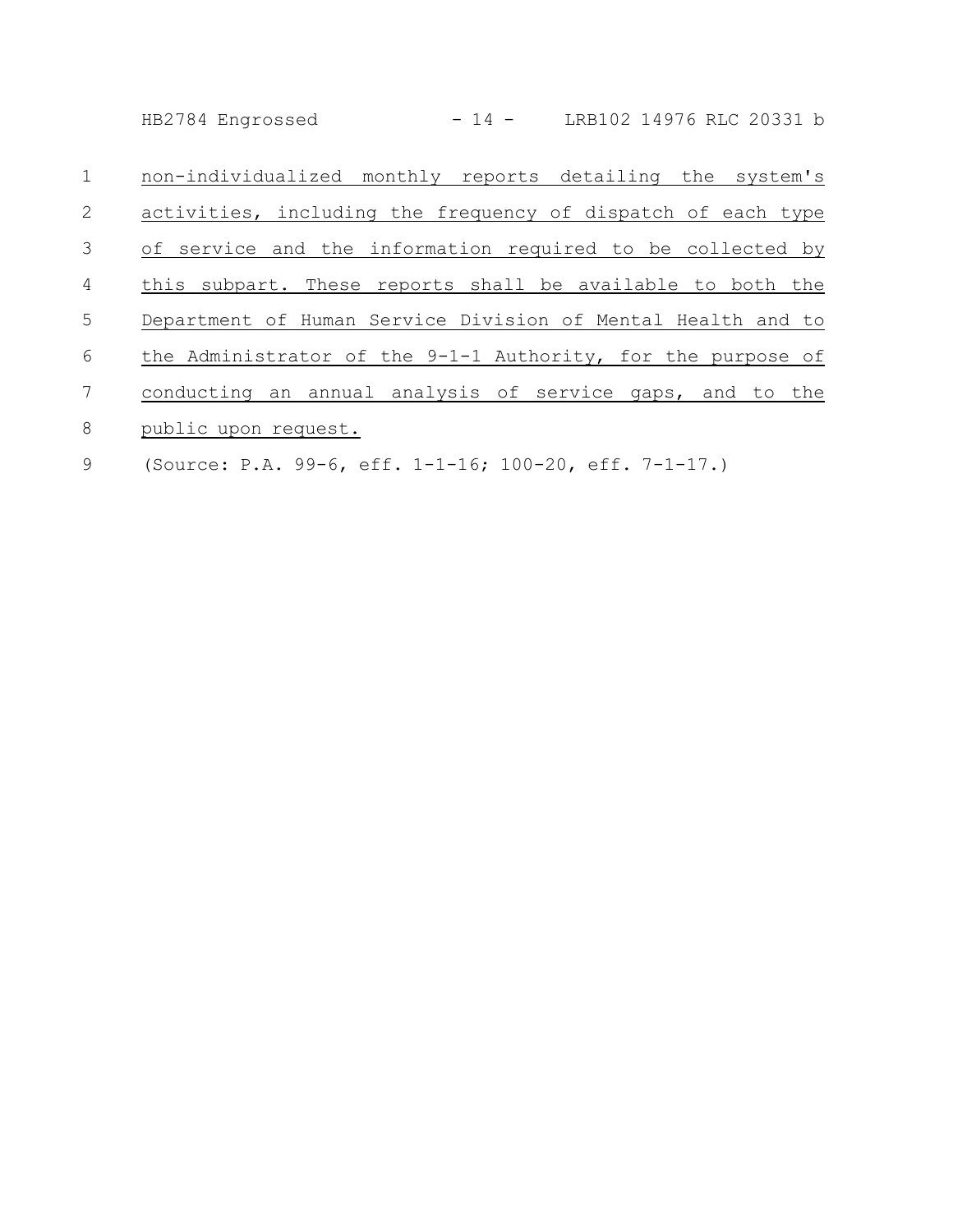non-individualized monthly reports detailing the system's activities, including the frequency of dispatch of each type of service and the information required to be collected by this subpart. These reports shall be available to both the Department of Human Service Division of Mental Health and to the Administrator of the 9-1-1 Authority, for the purpose of conducting an annual analysis of service gaps, and to the public upon request.

(Source: P.A. 99-6, eff. 1-1-16; 100-20, eff. 7-1-17.)